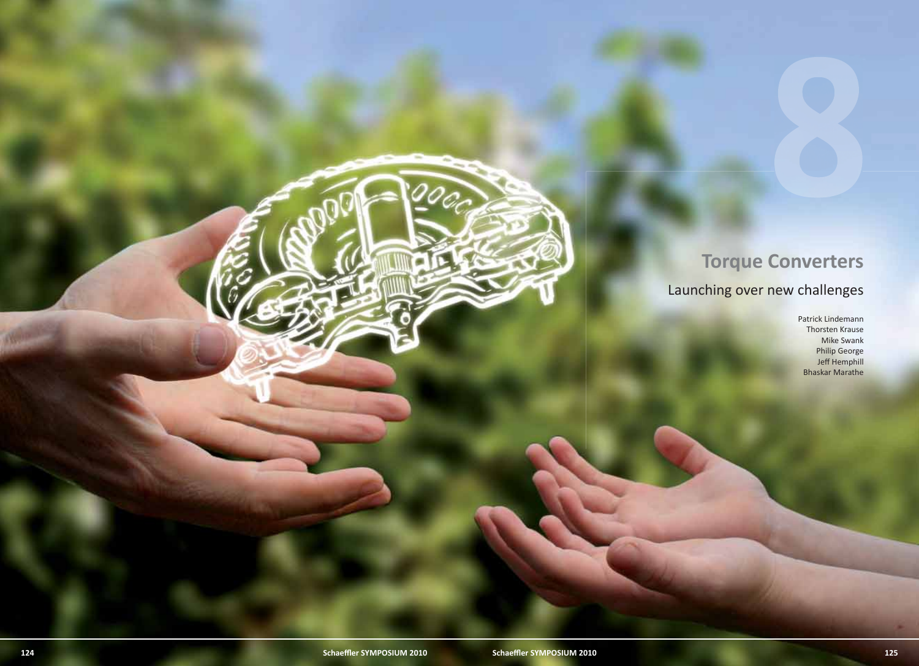# 8

## Torque Converters

### Launching over new challenges

Patrick Lindemann
Thorsten Krause
Mike Swank
Philip George
Jeff Hemphill
Bhaskar Marathe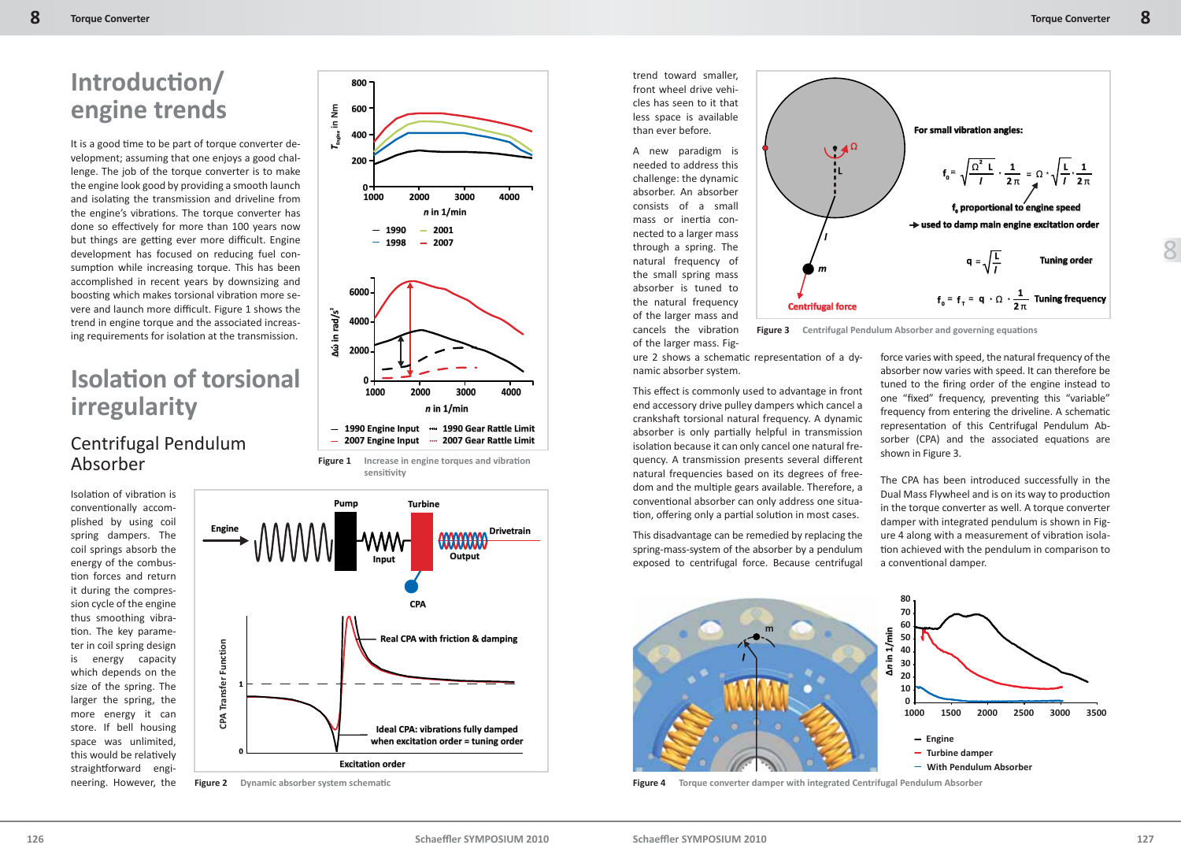# Introduction/ engine trends

It is a good time to be part of torque converter development; assuming that one enjoys a good challenge. The job of the torque converter is to make the engine look good by providing a smooth launch and isolating the transmission and driveline from the engine's vibrations. The torque converter has done so effectively for more than 100 years now but things are getting ever more difficult. Engine development has focused on reducing fuel consumption while increasing torque. This has been accomplished in recent years by downsizing and boosting which makes torsional vibration more severe and launch more difficult. Figure 1 shows the trend in engine torque and the associated increasing requirements for isolation at the transmission.

# Isolation of torsional irregularity

## Centrifugal Pendulum Absorber

Isolation of vibration is conventionally accomplished by using coil spring dampers. The coil springs absorb the energy of the combustion forces and return it during the compression cycle of the engine thus smoothing vibration. The key parameter in coil spring design is energy capacity which depends on the size of the spring. The larger the spring, the more energy it can store. If bell housing space was unlimited, this would be relatively straightforward engineering. However, the trend toward smaller, front wheel drive vehicles has seen to it that less space is available than ever before.

A new paradigm is needed to address this challenge: the dynamic absorber. An absorber consists of a small mass or inertia connected to a larger mass through a spring. The natural frequency of the small spring mass absorber is tuned to the natural frequency of the larger mass and cancels the vibration of the larger mass. Figure 2 shows a schematic representation of a dynamic absorber system.

This effect is commonly used to advantage in front end accessory drive pulley dampers which cancel a crankshaft torsional natural frequency. A dynamic absorber is only partially helpful in transmission isolation because it can only cancel one natural frequency. A transmission presents several different natural frequencies based on its degrees of freedom and the multiple gears available. Therefore, a conventional absorber can only address one situation, offering only a partial solution in most cases.

This disadvantage can be remedied by replacing the spring-mass-system of the absorber by a pendulum exposed to centrifugal force. Because centrifugal force varies with speed, the natural frequency of the absorber now varies with speed. It can therefore be tuned to the firing order of the engine instead to one "fixed" frequency, preventing this "variable" frequency from entering the driveline. A schematic representation of this Centrifugal Pendulum Absorber (CPA) and the associated equations are shown in Figure 3.

The CPA has been introduced successfully in the Dual Mass Flywheel and is on its way to production in the torque converter as well. A torque converter damper with integrated pendulum is shown in Figure 4 along with a measurement of vibration isolation achieved with the pendulum in comparison to a conventional damper.

**Figure 1** Increase in engine torques and vibration sensitivity

**Figure 2** Dynamic absorber system schematic

**Figure 3** Centrifugal Pendulum Absorber and governing equations

**Figure 4** Torque converter damper with integrated Centrifugal Pendulum Absorber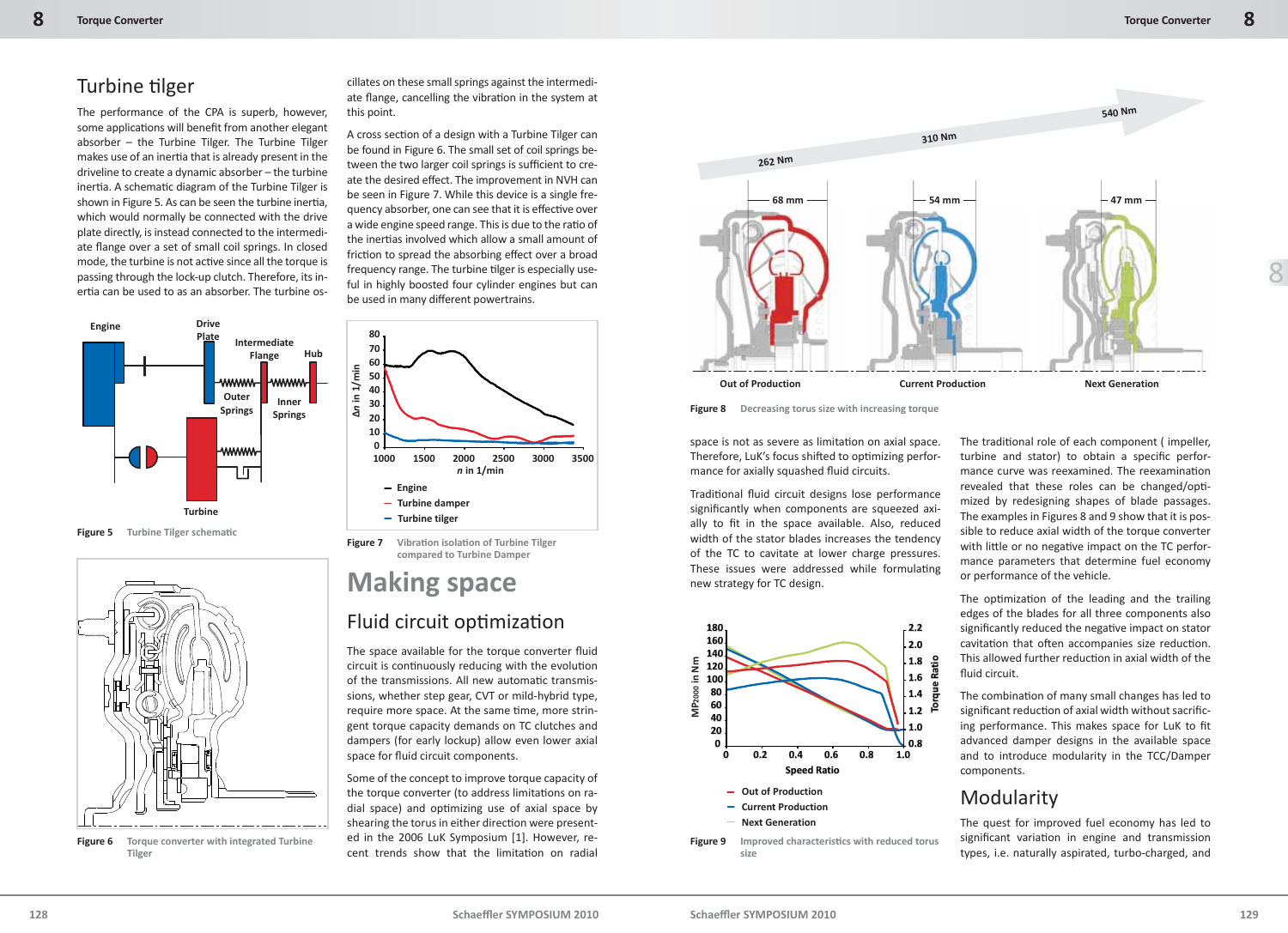## Turbine tilger

The performance of the CPA is superb, however, some applications will benefit from another elegant absorber – the Turbine Tilger. The Turbine Tilger makes use of an inertia that is already present in the driveline to create a dynamic absorber – the turbine inertia. A schematic diagram of the Turbine Tilger is shown in Figure 5. As can be seen the turbine inertia, which would normally be connected with the drive plate directly, is instead connected to the intermediate flange over a set of small coil springs. In closed mode, the turbine is not active since all the torque is passing through the lock-up clutch. Therefore, its inertia can be used to as an absorber. The turbine oscillates on these small springs against the intermediate flange, cancelling the vibration in the system at this point.

A cross section of a design with a Turbine Tilger can be found in Figure 6. The small set of coil springs between the two larger coil springs is sufficient to create the desired effect. The improvement in NVH can be seen in Figure 7. While this device is a single frequency absorber, one can see that it is effective over a wide engine speed range. This is due to the ratio of the inertias involved which allow a small amount of friction to spread the absorbing effect over a broad frequency range. The turbine tilger is especially useful in highly boosted four cylinder engines but can be used in many different powertrains.

Figure 5 Turbine Tilger schematic

Figure 6 Torque converter with integrated Turbine Tilger

Figure 7 Vibration isolation of Turbine Tilger compared to Turbine Damper

# Making space

## Fluid circuit optimization

The space available for the torque converter fluid circuit is continuously reducing with the evolution of the transmissions. All new automatic transmissions, whether step gear, CVT or mild-hybrid type, require more space. At the same time, more stringent torque capacity demands on TC clutches and dampers (for early lockup) allow even lower axial space for fluid circuit components.

Some of the concept to improve torque capacity of the torque converter (to address limitations on radial space) and optimizing use of axial space by shearing the torus in either direction were presented in the 2006 LuK Symposium [1]. However, recent trends show that the limitation on radial space is not as severe as limitation on axial space. Therefore, LuK's focus shifted to optimizing performance for axially squashed fluid circuits.

Traditional fluid circuit designs lose performance significantly when components are squeezed axially to fit in the space available. Also, reduced width of the stator blades increases the tendency of the TC to cavitate at lower charge pressures. These issues were addressed while formulating new strategy for TC design.

Figure 8 Decreasing torus size with increasing torque

Figure 9 Improved characteristics with reduced torus size

The traditional role of each component ( impeller, turbine and stator) to obtain a specific performance curve was reexamined. The reexamination revealed that these roles can be changed/optimized by redesigning shapes of blade passages. The examples in Figures 8 and 9 show that it is possible to reduce axial width of the torque converter with little or no negative impact on the TC performance parameters that determine fuel economy or performance of the vehicle.

The optimization of the leading and the trailing edges of the blades for all three components also significantly reduced the negative impact on stator cavitation that often accompanies size reduction. This allowed further reduction in axial width of the fluid circuit.

The combination of many small changes has led to significant reduction of axial width without sacrificing performance. This makes space for LuK to fit advanced damper designs in the available space and to introduce modularity in the TCC/Damper components.

## Modularity

The quest for improved fuel economy has led to significant variation in engine and transmission types, i.e. naturally aspirated, turbo-charged, and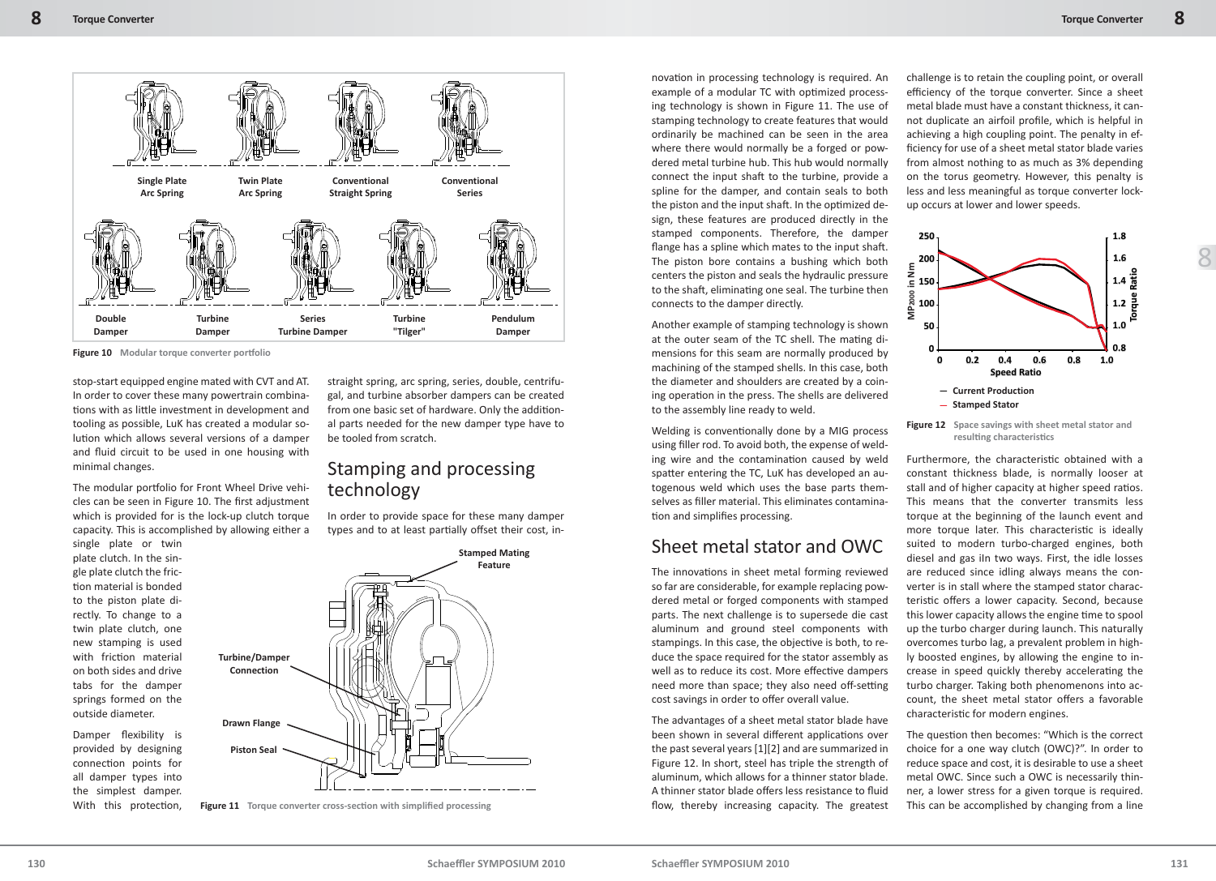Figure 10 Modular torque converter portfolio

stop-start equipped engine mated with CVT and AT. In order to cover these many powertrain combinations with as little investment in development and tooling as possible, LuK has created a modular solution which allows several versions of a damper and fluid circuit to be used in one housing with minimal changes.

The modular portfolio for Front Wheel Drive vehicles can be seen in Figure 10. The first adjustment which is provided for is the lock-up clutch torque capacity. This is accomplished by allowing either a single plate or twin plate clutch. In the single plate clutch the friction material is bonded to the piston plate directly. To change to a twin plate clutch, one new stamping is used with friction material on both sides and drive tabs for the damper springs formed on the outside diameter.

Damper flexibility is provided by designing connection points for all damper types into the simplest damper. With this protection, straight spring, arc spring, series, double, centrifugal, and turbine absorber dampers can be created from one basic set of hardware. Only the additional parts needed for the new damper type have to be tooled from scratch.

## Stamping and processing technology

In order to provide space for these many damper types and to at least partially offset their cost, innovation in processing technology is required. An example of a modular TC with optimized processing technology is shown in Figure 11. The use of stamping technology to create features that would ordinarily be machined can be seen in the area where there would normally be a forged or powdered metal turbine hub. This hub would normally connect the input shaft to the turbine, provide a spline for the damper, and contain seals to both the piston and the input shaft. In the optimized design, these features are produced directly in the stamped components. Therefore, the damper flange has a spline which mates to the input shaft. The piston bore contains a bushing which both centers the piston and seals the hydraulic pressure to the shaft, eliminating one seal. The turbine then connects to the damper directly.

Figure 11 Torque converter cross-section with simplified processing

Another example of stamping technology is shown at the outer seam of the TC shell. The mating dimensions for this seam are normally produced by machining of the stamped shells. In this case, both the diameter and shoulders are created by a coining operation in the press. The shells are delivered to the assembly line ready to weld.

Welding is conventionally done by a MIG process using filler rod. To avoid both, the expense of welding wire and the contamination caused by weld spatter entering the TC, LuK has developed an autogenous weld which uses the base parts themselves as filler material. This eliminates contamination and simplifies processing.

## Sheet metal stator and OWC

The innovations in sheet metal forming reviewed so far are considerable, for example replacing powdered metal or forged components with stamped parts. The next challenge is to supersede die cast aluminum and ground steel components with stampings. In this case, the objective is both, to reduce the space required for the stator assembly as well as to reduce its cost. More effective dampers need more than space; they also need off-setting cost savings in order to offer overall value.

The advantages of a sheet metal stator blade have been shown in several different applications over the past several years [1][2] and are summarized in Figure 12. In short, steel has triple the strength of aluminum, which allows for a thinner stator blade. A thinner stator blade offers less resistance to fluid flow, thereby increasing capacity. The greatest challenge is to retain the coupling point, or overall efficiency of the torque converter. Since a sheet metal blade must have a constant thickness, it cannot duplicate an airfoil profile, which is helpful in achieving a high coupling point. The penalty in efficiency for use of a sheet metal stator blade varies from almost nothing to as much as 3% depending on the torus geometry. However, this penalty is less and less meaningful as torque converter lock-up occurs at lower and lower speeds.

Figure 12 Space savings with sheet metal stator and resulting characteristics

Furthermore, the characteristic obtained with a constant thickness blade, is normally looser at stall and of higher capacity at higher speed ratios. This means that the converter transmits less torque at the beginning of the launch event and more torque later. This characteristic is ideally suited to modern turbo-charged engines, both diesel and gas iln two ways. First, the idle losses are reduced since idling always means the converter is in stall where the stamped stator characteristic offers a lower capacity. Second, because this lower capacity allows the engine time to spool up the turbo charger during launch. This naturally overcomes turbo lag, a prevalent problem in highly boosted engines, by allowing the engine to increase in speed quickly thereby accelerating the turbo charger. Taking both phenomenons into account, the sheet metal stator offers a favorable characteristic for modern engines.

The question then becomes: "Which is the correct choice for a one way clutch (OWC)?". In order to reduce space and cost, it is desirable to use a sheet metal OWC. Since such a OWC is necessarily thinner, a lower stress for a given torque is required. This can be accomplished by changing from a line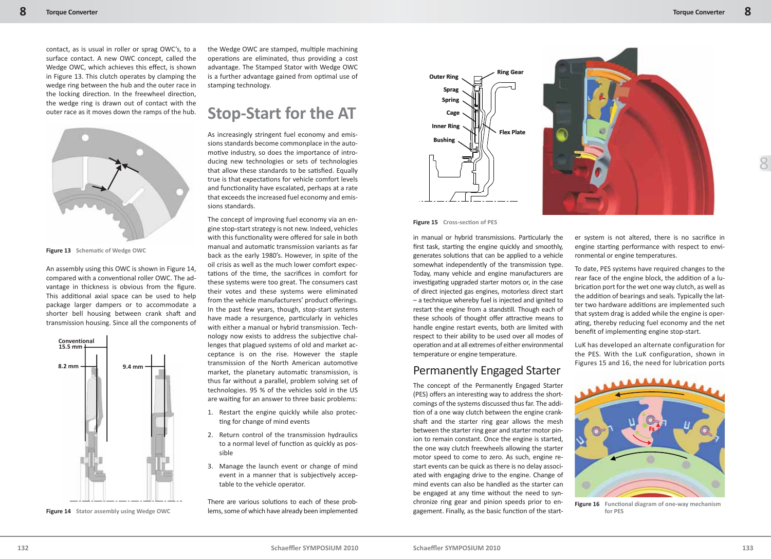contact, as is usual in roller or sprag OWC's, to a surface contact. A new OWC concept, called the Wedge OWC, which achieves this effect, is shown in Figure 13. This clutch operates by clamping the wedge ring between the hub and the outer race in the locking direction. In the freewheel direction, the wedge ring is drawn out of contact with the outer race as it moves down the ramps of the hub.

**Figure 13** Schematic of Wedge OWC

An assembly using this OWC is shown in Figure 14, compared with a conventional roller OWC. The advantage in thickness is obvious from the figure. This additional axial space can be used to help package larger dampers or to accommodate a shorter bell housing between crank shaft and transmission housing. Since all the components of the Wedge OWC are stamped, multiple machining operations are eliminated, thus providing a cost advantage. The Stamped Stator with Wedge OWC is a further advantage gained from optimal use of stamping technology.

**Figure 14** Stator assembly using Wedge OWC

## Stop-Start for the AT

As increasingly stringent fuel economy and emissions standards become commonplace in the automotive industry, so does the importance of introducing new technologies or sets of technologies that allow these standards to be satisfied. Equally true is that expectations for vehicle comfort levels and functionality have escalated, perhaps at a rate that exceeds the increased fuel economy and emissions standards.

The concept of improving fuel economy via an engine stop-start strategy is not new. Indeed, vehicles with this functionality were offered for sale in both manual and automatic transmission variants as far back as the early 1980's. However, in spite of the oil crisis as well as the much lower comfort expectations of the time, the sacrifices in comfort for these systems were too great. The consumers cast their votes and these systems were eliminated from the vehicle manufacturers' product offerings. In the past few years, though, stop-start systems have made a resurgence, particularly in vehicles with either a manual or hybrid transmission. Technology now exists to address the subjective challenges that plagued systems of old and market acceptance is on the rise. However the staple transmission of the North American automotive market, the planetary automatic transmission, is thus far without a parallel, problem solving set of technologies. 95 % of the vehicles sold in the US are waiting for an answer to three basic problems:

1. Restart the engine quickly while also protecting for change of mind events
2. Return control of the transmission hydraulics to a normal level of function as quickly as possible
3. Manage the launch event or change of mind event in a manner that is subjectively acceptable to the vehicle operator.

There are various solutions to each of these problems, some of which have already been implemented in manual or hybrid transmissions. Particularly the first task, starting the engine quickly and smoothly, generates solutions that can be applied to a vehicle somewhat independently of the transmission type. Today, many vehicle and engine manufacturers are investigating upgraded starter motors or, in the case of direct injected gas engines, motorless direct start – a technique whereby fuel is injected and ignited to restart the engine from a standstill. Though each of these schools of thought offer attractive means to handle engine restart events, both are limited with respect to their ability to be used over all modes of operation and at all extremes of either environmental temperature or engine temperature.

**Figure 15** Cross-section of PES

## Permanently Engaged Starter

The concept of the Permanently Engaged Starter (PES) offers an interesting way to address the shortcomings of the systems discussed thus far. The addition of a one way clutch between the engine crankshaft and the starter ring gear allows the mesh between the starter ring gear and starter motor pinion to remain constant. Once the engine is started, the one way clutch freewheels allowing the starter motor speed to come to zero. As such, engine restart events can be quick as there is no delay associated with engaging drive to the engine. Change of mind events can also be handled as the starter can be engaged at any time without the need to synchronize ring gear and pinion speeds prior to engagement. Finally, as the basic function of the starter system is not altered, there is no sacrifice in engine starting performance with respect to environmental or engine temperatures.

To date, PES systems have required changes to the rear face of the engine block, the addition of a lubrication port for the wet one way clutch, as well as the addition of bearings and seals. Typically the latter two hardware additions are implemented such that system drag is added while the engine is operating, thereby reducing fuel economy and the net benefit of implementing engine stop-start.

LuK has developed an alternate configuration for the PES. With the LuK configuration, shown in Figures 15 and 16, the need for lubrication ports

**Figure 16** Functional diagram of one-way mechanism for PES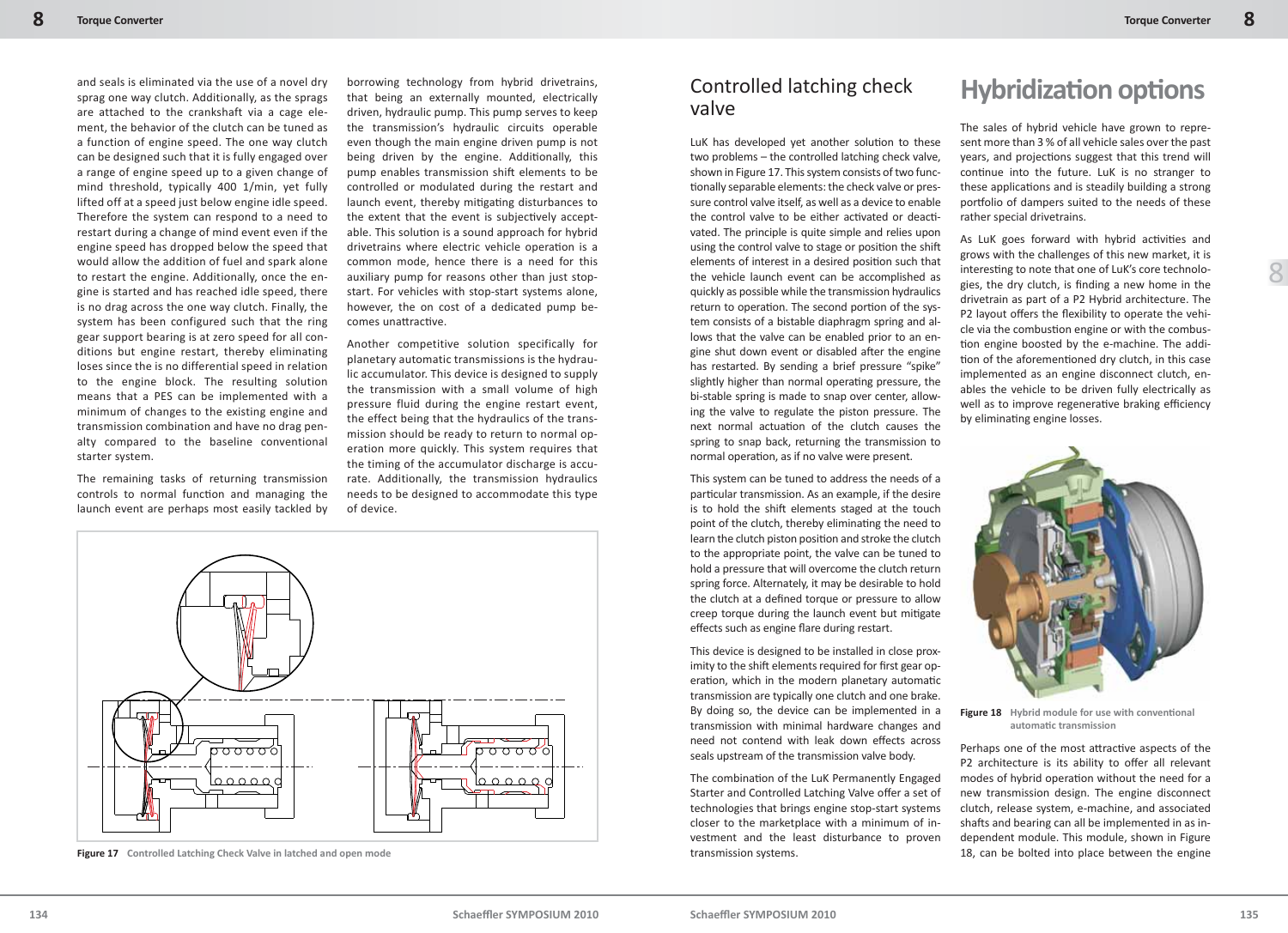and seals is eliminated via the use of a novel dry sprag one way clutch. Additionally, as the sprags are attached to the crankshaft via a cage element, the behavior of the clutch can be tuned as a function of engine speed. The one way clutch can be designed such that it is fully engaged over a range of engine speed up to a given change of mind threshold, typically 400 1/min, yet fully lifted off at a speed just below engine idle speed. Therefore the system can respond to a need to restart during a change of mind event even if the engine speed has dropped below the speed that would allow the addition of fuel and spark alone to restart the engine. Additionally, once the engine is started and has reached idle speed, there is no drag across the one way clutch. Finally, the system has been configured such that the ring gear support bearing is at zero speed for all conditions but engine restart, thereby eliminating loses since the is no differential speed in relation to the engine block. The resulting solution means that a PES can be implemented with a minimum of changes to the existing engine and transmission combination and have no drag penalty compared to the baseline conventional starter system.

The remaining tasks of returning transmission controls to normal function and managing the launch event are perhaps most easily tackled by borrowing technology from hybrid drivetrains, that being an externally mounted, electrically driven, hydraulic pump. This pump serves to keep the transmission's hydraulic circuits operable even though the main engine driven pump is not being driven by the engine. Additionally, this pump enables transmission shift elements to be controlled or modulated during the restart and launch event, thereby mitigating disturbances to the extent that the event is subjectively acceptable. This solution is a sound approach for hybrid drivetrains where electric vehicle operation is a common mode, hence there is a need for this auxiliary pump for reasons other than just stop-start. For vehicles with stop-start systems alone, however, the on cost of a dedicated pump becomes unattractive.

Another competitive solution specifically for planetary automatic transmissions is the hydraulic accumulator. This device is designed to supply the transmission with a small volume of high pressure fluid during the engine restart event, the effect being that the hydraulics of the transmission should be ready to return to normal operation more quickly. This system requires that the timing of the accumulator discharge is accurate. Additionally, the transmission hydraulics needs to be designed to accommodate this type of device.

**Figure 17** Controlled Latching Check Valve in latched and open mode

## Controlled latching check valve

LuK has developed yet another solution to these two problems – the controlled latching check valve, shown in Figure 17. This system consists of two functionally separable elements: the check valve or pressure control valve itself, as well as a device to enable the control valve to be either activated or deactivated. The principle is quite simple and relies upon using the control valve to stage or position the shift elements of interest in a desired position such that the vehicle launch event can be accomplished as quickly as possible while the transmission hydraulics return to operation. The second portion of the system consists of a bistable diaphragm spring and allows that the valve can be enabled prior to an engine shut down event or disabled after the engine has restarted. By sending a brief pressure "spike" slightly higher than normal operating pressure, the bi-stable spring is made to snap over center, allowing the valve to regulate the piston pressure. The next normal actuation of the clutch causes the spring to snap back, returning the transmission to normal operation, as if no valve were present.

This system can be tuned to address the needs of a particular transmission. As an example, if the desire is to hold the shift elements staged at the touch point of the clutch, thereby eliminating the need to learn the clutch piston position and stroke the clutch to the appropriate point, the valve can be tuned to hold a pressure that will overcome the clutch return spring force. Alternately, it may be desirable to hold the clutch at a defined torque or pressure to allow creep torque during the launch event but mitigate effects such as engine flare during restart.

This device is designed to be installed in close proximity to the shift elements required for first gear operation, which in the modern planetary automatic transmission are typically one clutch and one brake. By doing so, the device can be implemented in a transmission with minimal hardware changes and need not contend with leak down effects across seals upstream of the transmission valve body.

The combination of the LuK Permanently Engaged Starter and Controlled Latching Valve offer a set of technologies that brings engine stop-start systems closer to the marketplace with a minimum of investment and the least disturbance to proven transmission systems.

# Hybridization options

The sales of hybrid vehicle have grown to represent more than 3 % of all vehicle sales over the past years, and projections suggest that this trend will continue into the future. LuK is no stranger to these applications and is steadily building a strong portfolio of dampers suited to the needs of these rather special drivetrains.

As LuK goes forward with hybrid activities and grows with the challenges of this new market, it is interesting to note that one of LuK's core technologies, the dry clutch, is finding a new home in the drivetrain as part of a P2 Hybrid architecture. The P2 layout offers the flexibility to operate the vehicle via the combustion engine or with the combustion engine boosted by the e-machine. The addition of the aforementioned dry clutch, in this case implemented as an engine disconnect clutch, enables the vehicle to be driven fully electrically as well as to improve regenerative braking efficiency by eliminating engine losses.

**Figure 18** Hybrid module for use with conventional automatic transmission

Perhaps one of the most attractive aspects of the P2 architecture is its ability to offer all relevant modes of hybrid operation without the need for a new transmission design. The engine disconnect clutch, release system, e-machine, and associated shafts and bearing can all be implemented in as independent module. This module, shown in Figure 18, can be bolted into place between the engine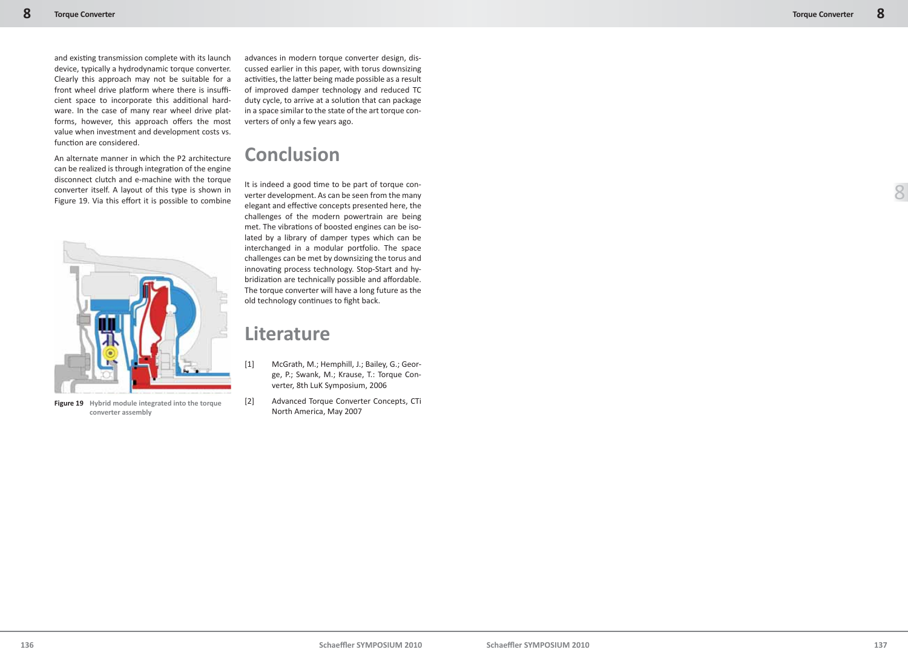and existing transmission complete with its launch device, typically a hydrodynamic torque converter. Clearly this approach may not be suitable for a front wheel drive platform where there is insufficient space to incorporate this additional hardware. In the case of many rear wheel drive platforms, however, this approach offers the most value when investment and development costs vs. function are considered.

An alternate manner in which the P2 architecture can be realized is through integration of the engine disconnect clutch and e-machine with the torque converter itself. A layout of this type is shown in Figure 19. Via this effort it is possible to combine advances in modern torque converter design, discussed earlier in this paper, with torus downsizing activities, the latter being made possible as a result of improved damper technology and reduced TC duty cycle, to arrive at a solution that can package in a space similar to the state of the art torque converters of only a few years ago.

**Figure 19** Hybrid module integrated into the torque converter assembly

## Conclusion

It is indeed a good time to be part of torque converter development. As can be seen from the many elegant and effective concepts presented here, the challenges of the modern powertrain are being met. The vibrations of boosted engines can be isolated by a library of damper types which can be interchanged in a modular portfolio. The space challenges can be met by downsizing the torus and innovating process technology. Stop-Start and hybridization are technically possible and affordable. The torque converter will have a long future as the old technology continues to fight back.

## Literature

[1] McGrath, M.; Hemphill, J.; Bailey, G.; George, P.; Swank, M.; Krause, T.: Torque Converter, 8th LuK Symposium, 2006

[2] Advanced Torque Converter Concepts, CTi North America, May 2007